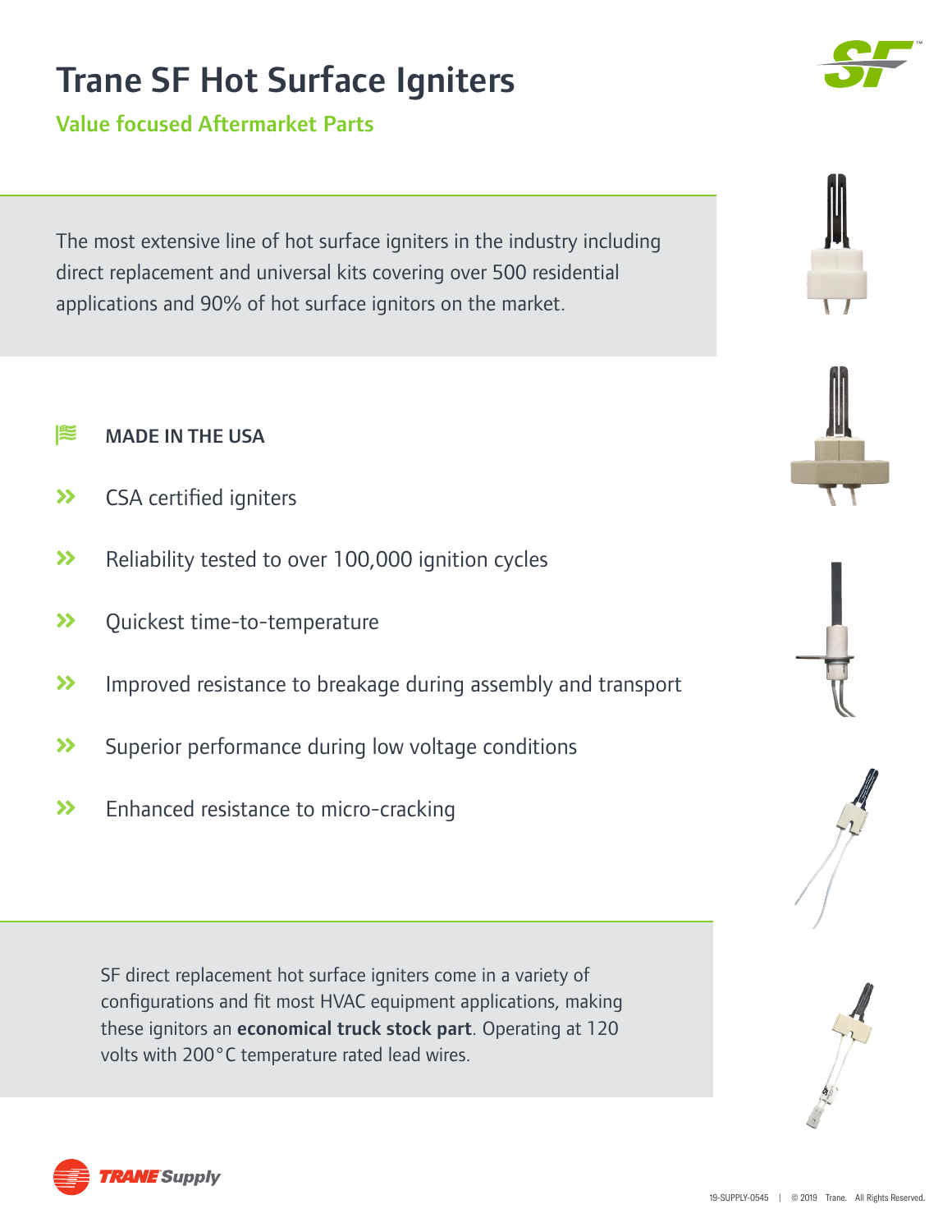# Trane SF Hot Surface Igniters

## Value focused Aftermarket Parts

The most extensive line of hot surface igniters in the industry including direct replacement and universal kits covering over 500 residential applications and 90% of hot surface ignitors on the market.

**MADE IN THE USA**

- CSA certified igniters
- Reliability tested to over 100,000 ignition cycles
- Quickest time-to-temperature
- Improved resistance to breakage during assembly and transport
- Superior performance during low voltage conditions
- Enhanced resistance to micro-cracking

SF direct replacement hot surface igniters come in a variety of configurations and fit most HVAC equipment applications, making these ignitors an **economical truck stock part**. Operating at 120 volts with 200°C temperature rated lead wires.

TRANE Supply

19-SUPPLY-0545 | © 2019 Trane. All Rights Reserved.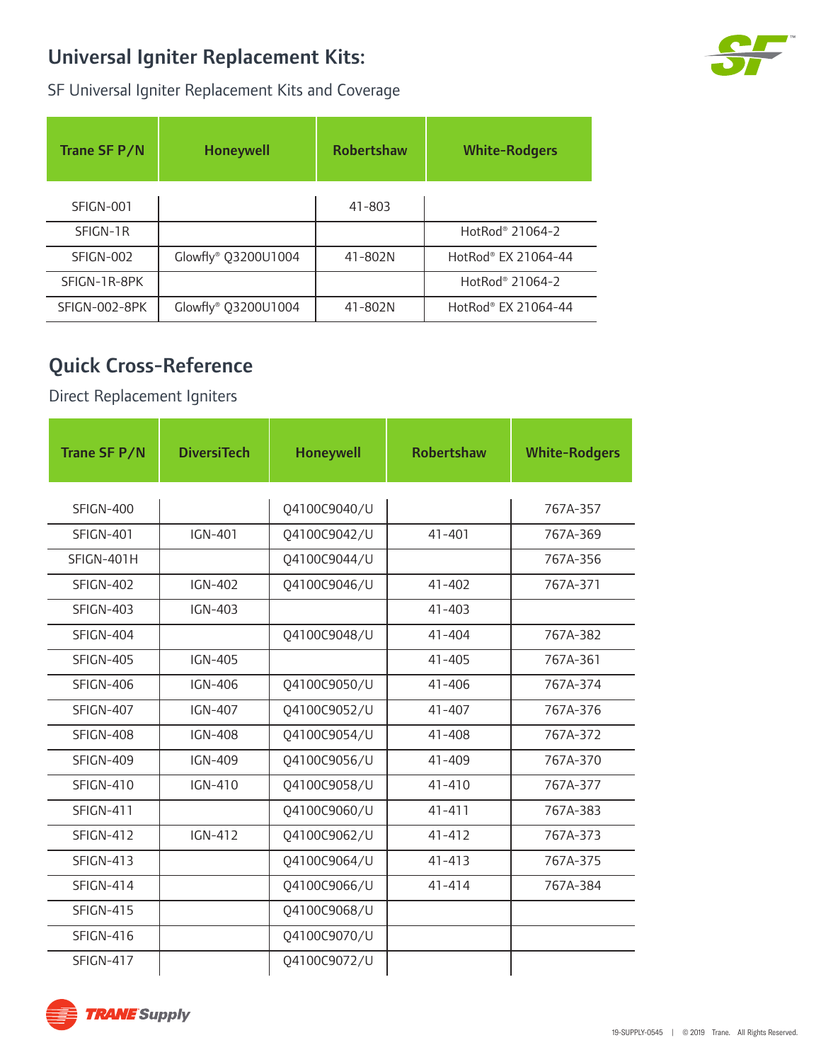## Universal Igniter Replacement Kits:

SF Universal Igniter Replacement Kits and Coverage

| Trane SF P/N | Honeywell | Robertshaw | White-Rodgers |
|---|---|---|---|
| SFIGN-001 | | 41-803 | |
| SFIGN-1R | | | HotRod® 21064-2 |
| SFIGN-002 | Glowfly® Q3200U1004 | 41-802N | HotRod® EX 21064-44 |
| SFIGN-1R-8PK | | | HotRod® 21064-2 |
| SFIGN-002-8PK | Glowfly® Q3200U1004 | 41-802N | HotRod® EX 21064-44 |

## Quick Cross-Reference

Direct Replacement Igniters

| Trane SF P/N | DiversiTech | Honeywell | Robertshaw | White-Rodgers |
|---|---|---|---|---|
| SFIGN-400 | | Q4100C9040/U | | 767A-357 |
| SFIGN-401 | IGN-401 | Q4100C9042/U | 41-401 | 767A-369 |
| SFIGN-401H | | Q4100C9044/U | | 767A-356 |
| SFIGN-402 | IGN-402 | Q4100C9046/U | 41-402 | 767A-371 |
| SFIGN-403 | IGN-403 | | 41-403 | |
| SFIGN-404 | | Q4100C9048/U | 41-404 | 767A-382 |
| SFIGN-405 | IGN-405 | | 41-405 | 767A-361 |
| SFIGN-406 | IGN-406 | Q4100C9050/U | 41-406 | 767A-374 |
| SFIGN-407 | IGN-407 | Q4100C9052/U | 41-407 | 767A-376 |
| SFIGN-408 | IGN-408 | Q4100C9054/U | 41-408 | 767A-372 |
| SFIGN-409 | IGN-409 | Q4100C9056/U | 41-409 | 767A-370 |
| SFIGN-410 | IGN-410 | Q4100C9058/U | 41-410 | 767A-377 |
| SFIGN-411 | | Q4100C9060/U | 41-411 | 767A-383 |
| SFIGN-412 | IGN-412 | Q4100C9062/U | 41-412 | 767A-373 |
| SFIGN-413 | | Q4100C9064/U | 41-413 | 767A-375 |
| SFIGN-414 | | Q4100C9066/U | 41-414 | 767A-384 |
| SFIGN-415 | | Q4100C9068/U | | |
| SFIGN-416 | | Q4100C9070/U | | |
| SFIGN-417 | | Q4100C9072/U | | |

19-SUPPLY-0545 | © 2019 Trane. All Rights Reserved.